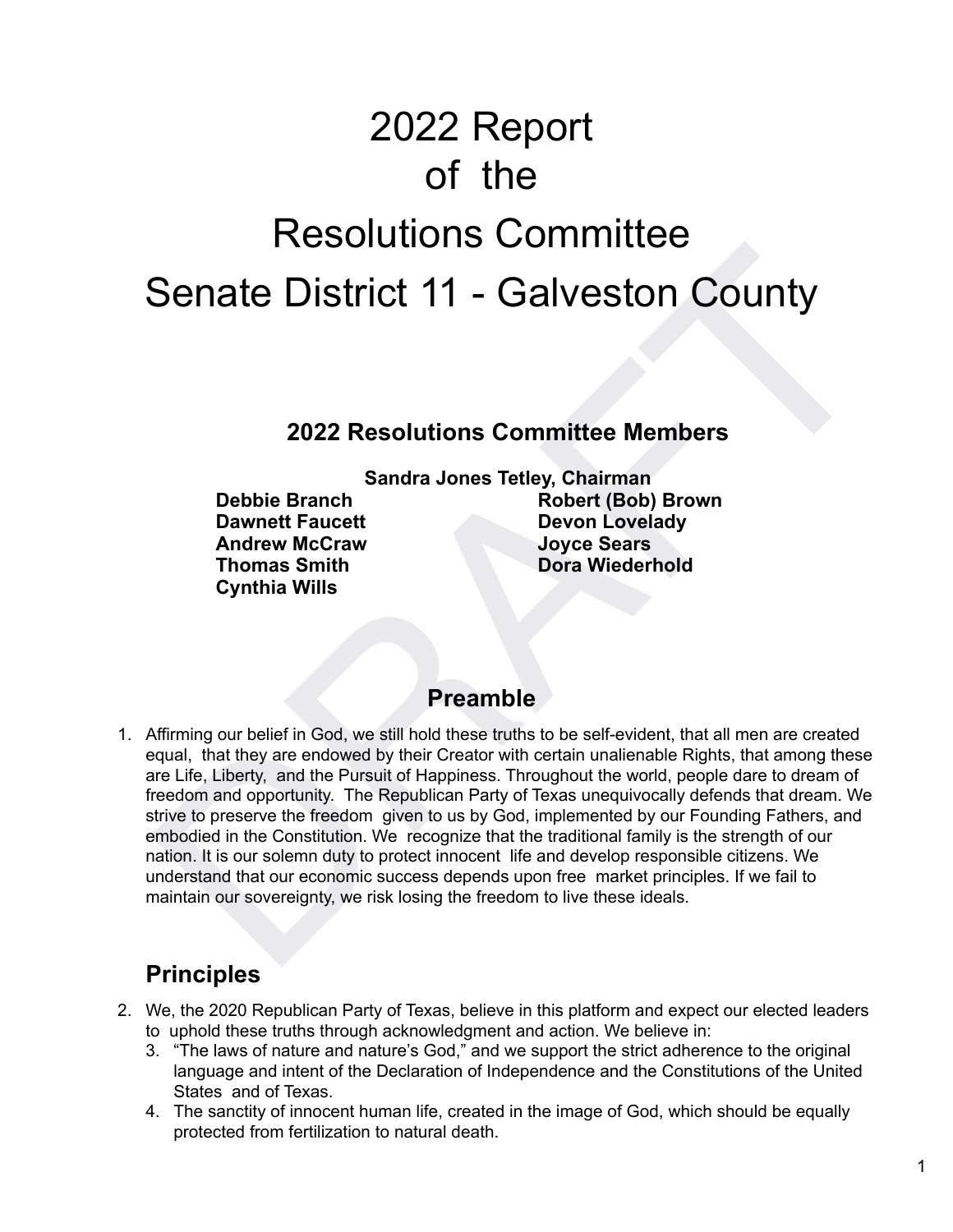# 2022 Report of the Resolutions Committee Senate District 11 - Galveston County

## 2022 Resolutions Committee Members

**Sandra Jones Tetley, Chairman**

**Debbie Branch**
**Robert (Bob) Brown**
**Dawnett Faucett**
**Devon Lovelady**
**Andrew McCraw**
**Joyce Sears**
**Thomas Smith**
**Dora Wiederhold**
**Cynthia Wills**

## Preamble

1. Affirming our belief in God, we still hold these truths to be self-evident, that all men are created equal, that they are endowed by their Creator with certain unalienable Rights, that among these are Life, Liberty, and the Pursuit of Happiness. Throughout the world, people dare to dream of freedom and opportunity. The Republican Party of Texas unequivocally defends that dream. We strive to preserve the freedom given to us by God, implemented by our Founding Fathers, and embodied in the Constitution. We recognize that the traditional family is the strength of our nation. It is our solemn duty to protect innocent life and develop responsible citizens. We understand that our economic success depends upon free market principles. If we fail to maintain our sovereignty, we risk losing the freedom to live these ideals.

## Principles

2. We, the 2020 Republican Party of Texas, believe in this platform and expect our elected leaders to uphold these truths through acknowledgment and action. We believe in:
   3. "The laws of nature and nature's God," and we support the strict adherence to the original language and intent of the Declaration of Independence and the Constitutions of the United States and of Texas.
   4. The sanctity of innocent human life, created in the image of God, which should be equally protected from fertilization to natural death.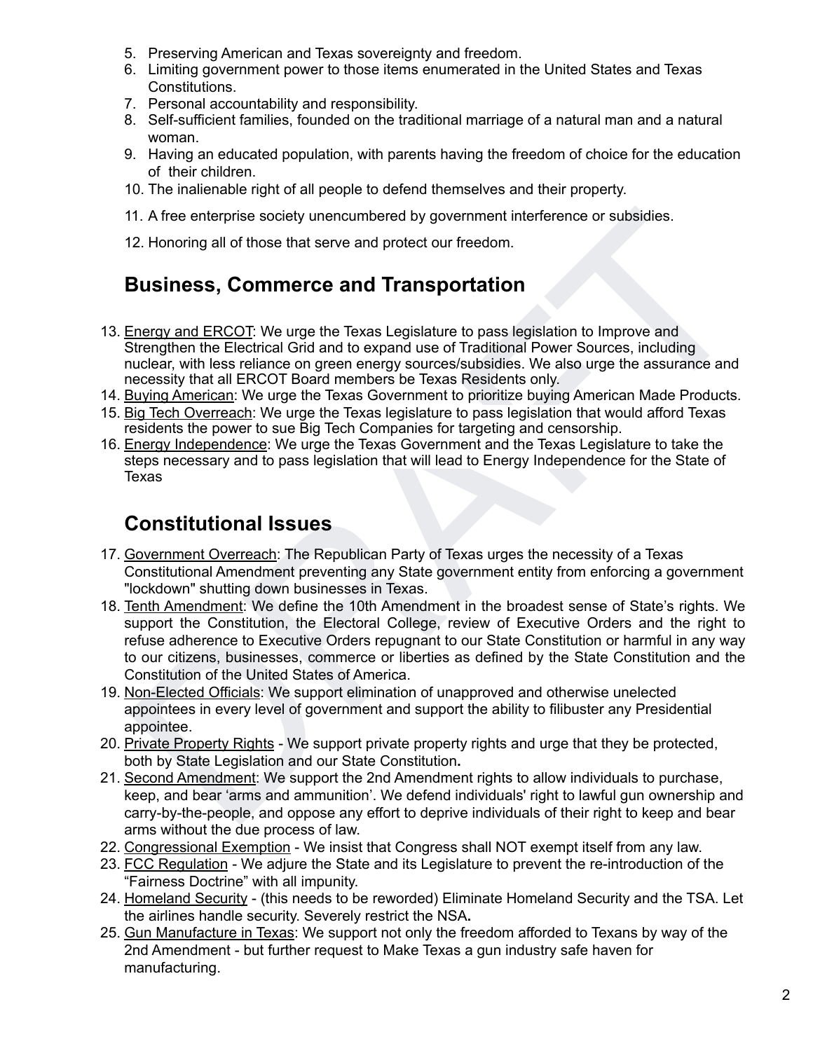5. Preserving American and Texas sovereignty and freedom.
6. Limiting government power to those items enumerated in the United States and Texas Constitutions.
7. Personal accountability and responsibility.
8. Self-sufficient families, founded on the traditional marriage of a natural man and a natural woman.
9. Having an educated population, with parents having the freedom of choice for the education of their children.
10. The inalienable right of all people to defend themselves and their property.
11. A free enterprise society unencumbered by government interference or subsidies.
12. Honoring all of those that serve and protect our freedom.

## Business, Commerce and Transportation

13. Energy and ERCOT: We urge the Texas Legislature to pass legislation to Improve and Strengthen the Electrical Grid and to expand use of Traditional Power Sources, including nuclear, with less reliance on green energy sources/subsidies. We also urge the assurance and necessity that all ERCOT Board members be Texas Residents only.
14. Buying American: We urge the Texas Government to prioritize buying American Made Products.
15. Big Tech Overreach: We urge the Texas legislature to pass legislation that would afford Texas residents the power to sue Big Tech Companies for targeting and censorship.
16. Energy Independence: We urge the Texas Government and the Texas Legislature to take the steps necessary and to pass legislation that will lead to Energy Independence for the State of Texas

## Constitutional Issues

17. Government Overreach: The Republican Party of Texas urges the necessity of a Texas Constitutional Amendment preventing any State government entity from enforcing a government "lockdown" shutting down businesses in Texas.
18. Tenth Amendment: We define the 10th Amendment in the broadest sense of State's rights. We support the Constitution, the Electoral College, review of Executive Orders and the right to refuse adherence to Executive Orders repugnant to our State Constitution or harmful in any way to our citizens, businesses, commerce or liberties as defined by the State Constitution and the Constitution of the United States of America.
19. Non-Elected Officials: We support elimination of unapproved and otherwise unelected appointees in every level of government and support the ability to filibuster any Presidential appointee.
20. Private Property Rights - We support private property rights and urge that they be protected, both by State Legislation and our State Constitution**.**
21. Second Amendment: We support the 2nd Amendment rights to allow individuals to purchase, keep, and bear 'arms and ammunition'. We defend individuals' right to lawful gun ownership and carry-by-the-people, and oppose any effort to deprive individuals of their right to keep and bear arms without the due process of law.
22. Congressional Exemption - We insist that Congress shall NOT exempt itself from any law.
23. FCC Regulation - We adjure the State and its Legislature to prevent the re-introduction of the "Fairness Doctrine" with all impunity.
24. Homeland Security - (this needs to be reworded) Eliminate Homeland Security and the TSA. Let the airlines handle security. Severely restrict the NSA**.**
25. Gun Manufacture in Texas: We support not only the freedom afforded to Texans by way of the 2nd Amendment - but further request to Make Texas a gun industry safe haven for manufacturing.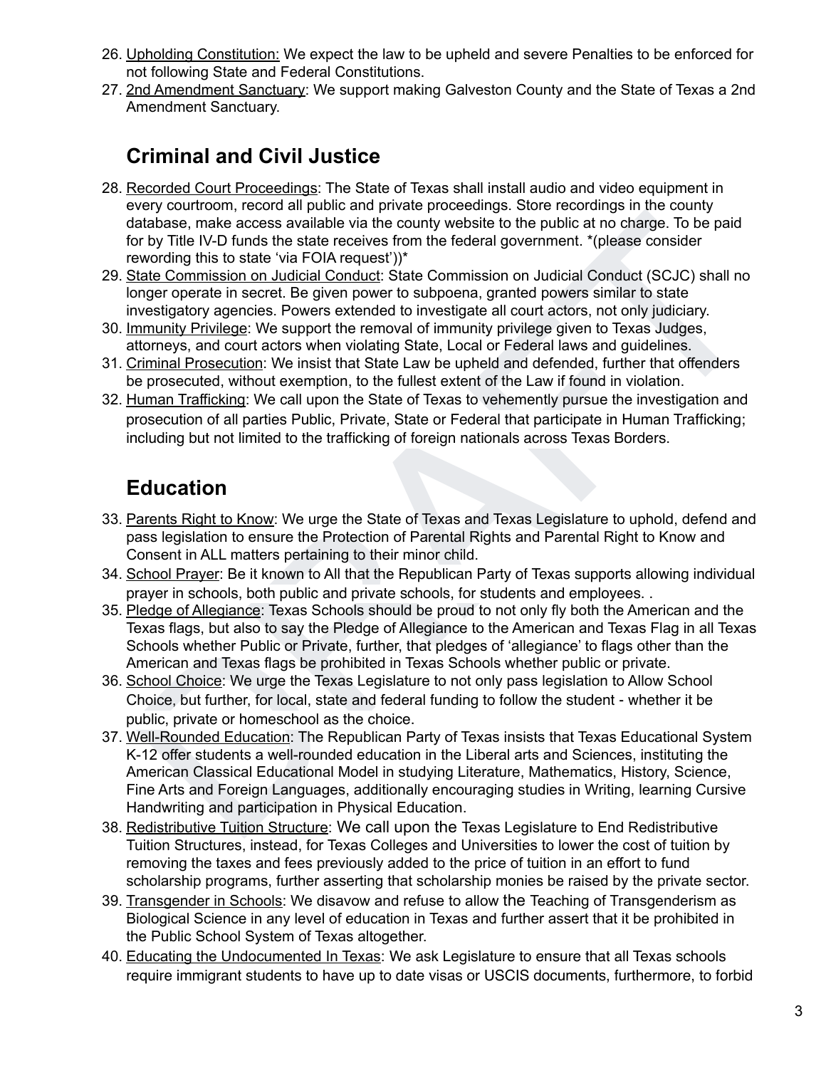26. Upholding Constitution: We expect the law to be upheld and severe Penalties to be enforced for not following State and Federal Constitutions.
27. 2nd Amendment Sanctuary: We support making Galveston County and the State of Texas a 2nd Amendment Sanctuary.

## Criminal and Civil Justice

28. Recorded Court Proceedings: The State of Texas shall install audio and video equipment in every courtroom, record all public and private proceedings. Store recordings in the county database, make access available via the county website to the public at no charge. To be paid for by Title IV-D funds the state receives from the federal government. *(please consider rewording this to state 'via FOIA request'))*
29. State Commission on Judicial Conduct: State Commission on Judicial Conduct (SCJC) shall no longer operate in secret. Be given power to subpoena, granted powers similar to state investigatory agencies. Powers extended to investigate all court actors, not only judiciary.
30. Immunity Privilege: We support the removal of immunity privilege given to Texas Judges, attorneys, and court actors when violating State, Local or Federal laws and guidelines.
31. Criminal Prosecution: We insist that State Law be upheld and defended, further that offenders be prosecuted, without exemption, to the fullest extent of the Law if found in violation.
32. Human Trafficking: We call upon the State of Texas to vehemently pursue the investigation and prosecution of all parties Public, Private, State or Federal that participate in Human Trafficking; including but not limited to the trafficking of foreign nationals across Texas Borders.

## Education

33. Parents Right to Know: We urge the State of Texas and Texas Legislature to uphold, defend and pass legislation to ensure the Protection of Parental Rights and Parental Right to Know and Consent in ALL matters pertaining to their minor child.
34. School Prayer: Be it known to All that the Republican Party of Texas supports allowing individual prayer in schools, both public and private schools, for students and employees. .
35. Pledge of Allegiance: Texas Schools should be proud to not only fly both the American and the Texas flags, but also to say the Pledge of Allegiance to the American and Texas Flag in all Texas Schools whether Public or Private, further, that pledges of 'allegiance' to flags other than the American and Texas flags be prohibited in Texas Schools whether public or private.
36. School Choice: We urge the Texas Legislature to not only pass legislation to Allow School Choice, but further, for local, state and federal funding to follow the student - whether it be public, private or homeschool as the choice.
37. Well-Rounded Education: The Republican Party of Texas insists that Texas Educational System K-12 offer students a well-rounded education in the Liberal arts and Sciences, instituting the American Classical Educational Model in studying Literature, Mathematics, History, Science, Fine Arts and Foreign Languages, additionally encouraging studies in Writing, learning Cursive Handwriting and participation in Physical Education.
38. Redistributive Tuition Structure: We call upon the Texas Legislature to End Redistributive Tuition Structures, instead, for Texas Colleges and Universities to lower the cost of tuition by removing the taxes and fees previously added to the price of tuition in an effort to fund scholarship programs, further asserting that scholarship monies be raised by the private sector.
39. Transgender in Schools: We disavow and refuse to allow the Teaching of Transgenderism as Biological Science in any level of education in Texas and further assert that it be prohibited in the Public School System of Texas altogether.
40. Educating the Undocumented In Texas: We ask Legislature to ensure that all Texas schools require immigrant students to have up to date visas or USCIS documents, furthermore, to forbid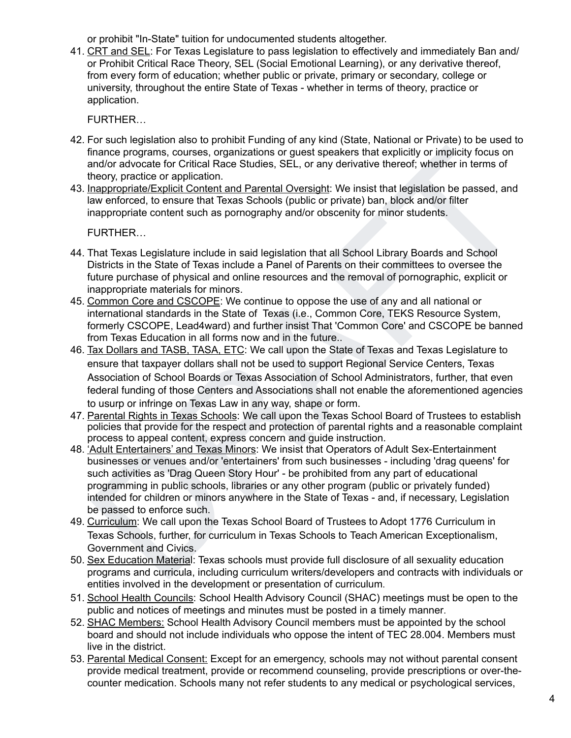or prohibit "In-State" tuition for undocumented students altogether.

41. CRT and SEL: For Texas Legislature to pass legislation to effectively and immediately Ban and/or Prohibit Critical Race Theory, SEL (Social Emotional Learning), or any derivative thereof, from every form of education; whether public or private, primary or secondary, college or university, throughout the entire State of Texas - whether in terms of theory, practice or application.

    FURTHER…

42. For such legislation also to prohibit Funding of any kind (State, National or Private) to be used to finance programs, courses, organizations or guest speakers that explicitly or implicitly focus on and/or advocate for Critical Race Studies, SEL, or any derivative thereof; whether in terms of theory, practice or application.
43. Inappropriate/Explicit Content and Parental Oversight: We insist that legislation be passed, and law enforced, to ensure that Texas Schools (public or private) ban, block and/or filter inappropriate content such as pornography and/or obscenity for minor students.

    FURTHER…

44. That Texas Legislature include in said legislation that all School Library Boards and School Districts in the State of Texas include a Panel of Parents on their committees to oversee the future purchase of physical and online resources and the removal of pornographic, explicit or inappropriate materials for minors.
45. Common Core and CSCOPE: We continue to oppose the use of any and all national or international standards in the State of Texas (i.e., Common Core, TEKS Resource System, formerly CSCOPE, Lead4ward) and further insist That 'Common Core' and CSCOPE be banned from Texas Education in all forms now and in the future..
46. Tax Dollars and TASB, TASA, ETC: We call upon the State of Texas and Texas Legislature to ensure that taxpayer dollars shall not be used to support Regional Service Centers, Texas Association of School Boards or Texas Association of School Administrators, further, that even federal funding of those Centers and Associations shall not enable the aforementioned agencies to usurp or infringe on Texas Law in any way, shape or form.
47. Parental Rights in Texas Schools: We call upon the Texas School Board of Trustees to establish policies that provide for the respect and protection of parental rights and a reasonable complaint process to appeal content, express concern and guide instruction.
48. 'Adult Entertainers' and Texas Minors: We insist that Operators of Adult Sex-Entertainment businesses or venues and/or 'entertainers' from such businesses - including 'drag queens' for such activities as 'Drag Queen Story Hour' - be prohibited from any part of educational programming in public schools, libraries or any other program (public or privately funded) intended for children or minors anywhere in the State of Texas - and, if necessary, Legislation be passed to enforce such.
49. Curriculum: We call upon the Texas School Board of Trustees to Adopt 1776 Curriculum in Texas Schools, further, for curriculum in Texas Schools to Teach American Exceptionalism, Government and Civics.
50. Sex Education Material: Texas schools must provide full disclosure of all sexuality education programs and curricula, including curriculum writers/developers and contracts with individuals or entities involved in the development or presentation of curriculum.
51. School Health Councils: School Health Advisory Council (SHAC) meetings must be open to the public and notices of meetings and minutes must be posted in a timely manner.
52. SHAC Members: School Health Advisory Council members must be appointed by the school board and should not include individuals who oppose the intent of TEC 28.004. Members must live in the district.
53. Parental Medical Consent: Except for an emergency, schools may not without parental consent provide medical treatment, provide or recommend counseling, provide prescriptions or over-the-counter medication. Schools many not refer students to any medical or psychological services,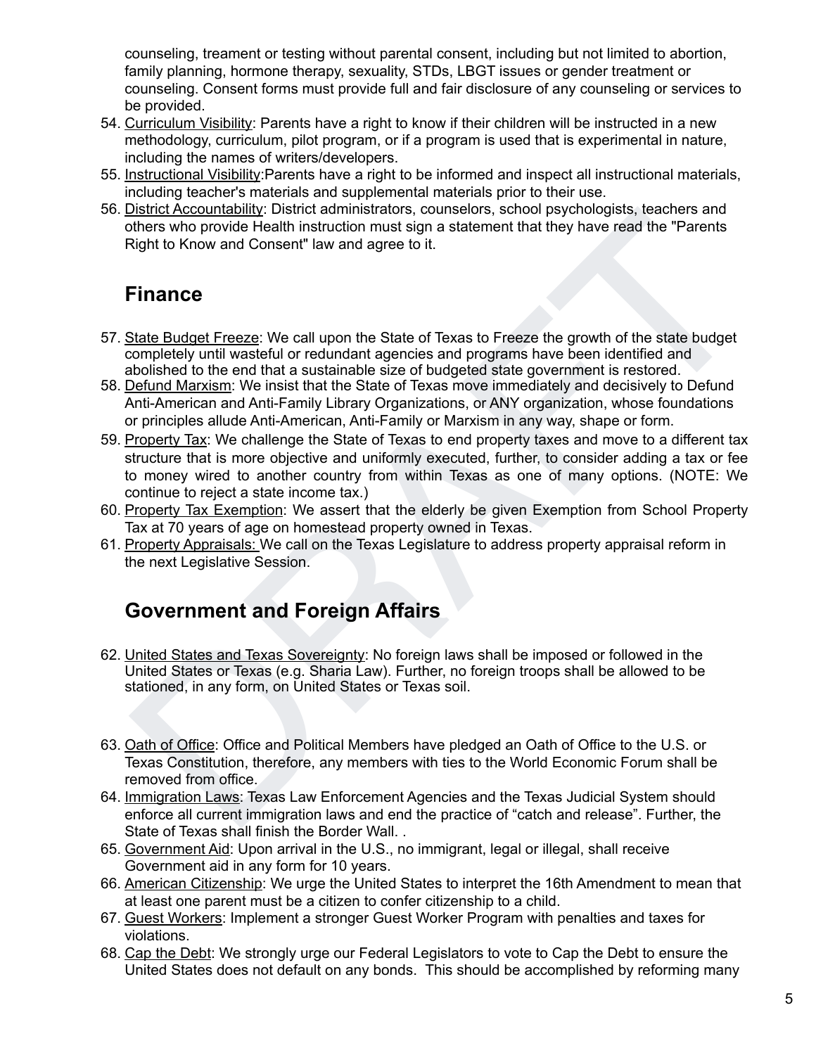counseling, treament or testing without parental consent, including but not limited to abortion, family planning, hormone therapy, sexuality, STDs, LBGT issues or gender treatment or counseling. Consent forms must provide full and fair disclosure of any counseling or services to be provided.

54. Curriculum Visibility: Parents have a right to know if their children will be instructed in a new methodology, curriculum, pilot program, or if a program is used that is experimental in nature, including the names of writers/developers.
55. Instructional Visibility:Parents have a right to be informed and inspect all instructional materials, including teacher's materials and supplemental materials prior to their use.
56. District Accountability: District administrators, counselors, school psychologists, teachers and others who provide Health instruction must sign a statement that they have read the "Parents Right to Know and Consent" law and agree to it.

## Finance

57. State Budget Freeze: We call upon the State of Texas to Freeze the growth of the state budget completely until wasteful or redundant agencies and programs have been identified and abolished to the end that a sustainable size of budgeted state government is restored.
58. Defund Marxism: We insist that the State of Texas move immediately and decisively to Defund Anti-American and Anti-Family Library Organizations, or ANY organization, whose foundations or principles allude Anti-American, Anti-Family or Marxism in any way, shape or form.
59. Property Tax: We challenge the State of Texas to end property taxes and move to a different tax structure that is more objective and uniformly executed, further, to consider adding a tax or fee to money wired to another country from within Texas as one of many options. (NOTE: We continue to reject a state income tax.)
60. Property Tax Exemption: We assert that the elderly be given Exemption from School Property Tax at 70 years of age on homestead property owned in Texas.
61. Property Appraisals: We call on the Texas Legislature to address property appraisal reform in the next Legislative Session.

## Government and Foreign Affairs

62. United States and Texas Sovereignty: No foreign laws shall be imposed or followed in the United States or Texas (e.g. Sharia Law). Further, no foreign troops shall be allowed to be stationed, in any form, on United States or Texas soil.
63. Oath of Office: Office and Political Members have pledged an Oath of Office to the U.S. or Texas Constitution, therefore, any members with ties to the World Economic Forum shall be removed from office.
64. Immigration Laws: Texas Law Enforcement Agencies and the Texas Judicial System should enforce all current immigration laws and end the practice of "catch and release". Further, the State of Texas shall finish the Border Wall. .
65. Government Aid: Upon arrival in the U.S., no immigrant, legal or illegal, shall receive Government aid in any form for 10 years.
66. American Citizenship: We urge the United States to interpret the 16th Amendment to mean that at least one parent must be a citizen to confer citizenship to a child.
67. Guest Workers: Implement a stronger Guest Worker Program with penalties and taxes for violations.
68. Cap the Debt: We strongly urge our Federal Legislators to vote to Cap the Debt to ensure the United States does not default on any bonds. This should be accomplished by reforming many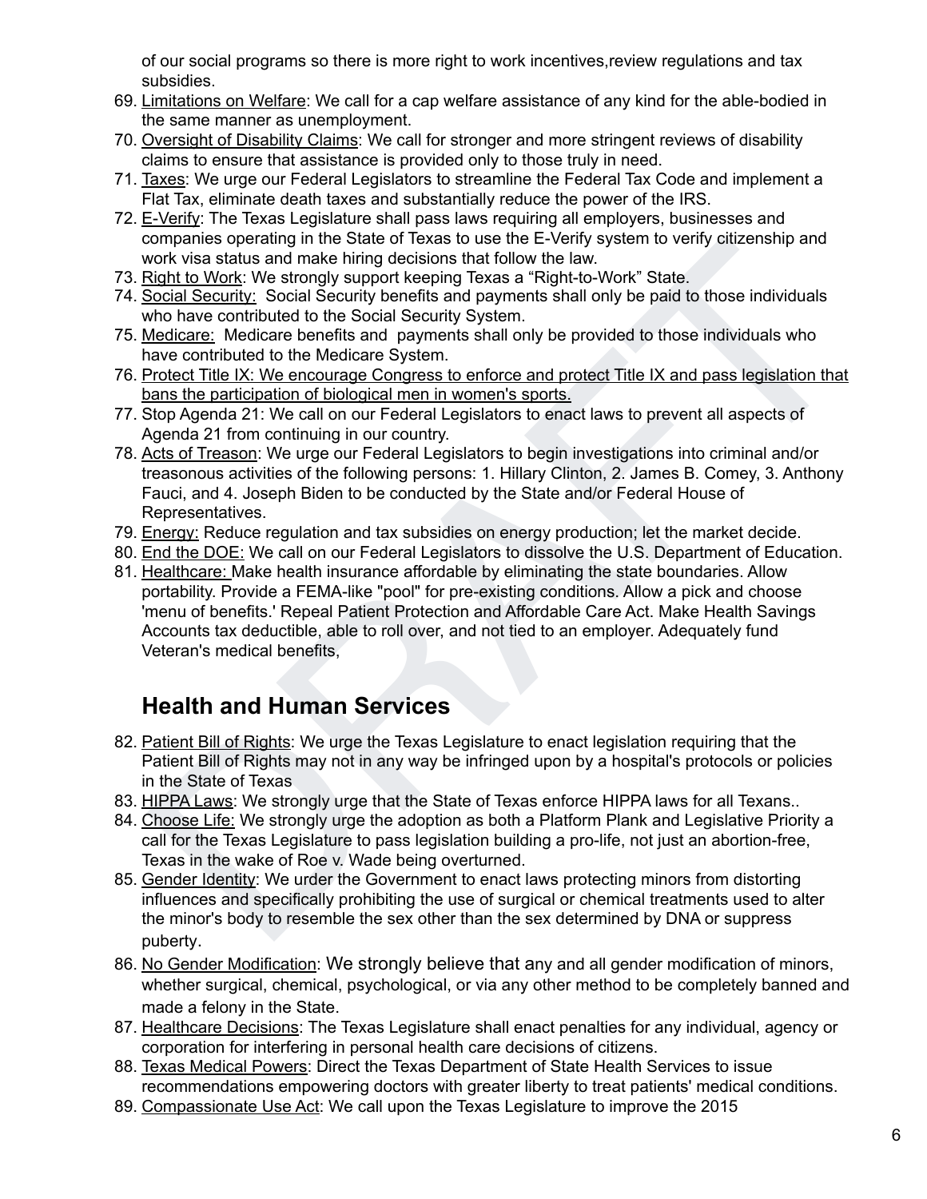of our social programs so there is more right to work incentives,review regulations and tax subsidies.

69. Limitations on Welfare: We call for a cap welfare assistance of any kind for the able-bodied in the same manner as unemployment.
70. Oversight of Disability Claims: We call for stronger and more stringent reviews of disability claims to ensure that assistance is provided only to those truly in need.
71. Taxes: We urge our Federal Legislators to streamline the Federal Tax Code and implement a Flat Tax, eliminate death taxes and substantially reduce the power of the IRS.
72. E-Verify: The Texas Legislature shall pass laws requiring all employers, businesses and companies operating in the State of Texas to use the E-Verify system to verify citizenship and work visa status and make hiring decisions that follow the law.
73. Right to Work: We strongly support keeping Texas a "Right-to-Work" State.
74. Social Security: Social Security benefits and payments shall only be paid to those individuals who have contributed to the Social Security System.
75. Medicare: Medicare benefits and payments shall only be provided to those individuals who have contributed to the Medicare System.
76. Protect Title IX: We encourage Congress to enforce and protect Title IX and pass legislation that bans the participation of biological men in women's sports.
77. Stop Agenda 21: We call on our Federal Legislators to enact laws to prevent all aspects of Agenda 21 from continuing in our country.
78. Acts of Treason: We urge our Federal Legislators to begin investigations into criminal and/or treasonous activities of the following persons: 1. Hillary Clinton, 2. James B. Comey, 3. Anthony Fauci, and 4. Joseph Biden to be conducted by the State and/or Federal House of Representatives.
79. Energy: Reduce regulation and tax subsidies on energy production; let the market decide.
80. End the DOE: We call on our Federal Legislators to dissolve the U.S. Department of Education.
81. Healthcare: Make health insurance affordable by eliminating the state boundaries. Allow portability. Provide a FEMA-like "pool" for pre-existing conditions. Allow a pick and choose 'menu of benefits.' Repeal Patient Protection and Affordable Care Act. Make Health Savings Accounts tax deductible, able to roll over, and not tied to an employer. Adequately fund Veteran's medical benefits,

## Health and Human Services

82. Patient Bill of Rights: We urge the Texas Legislature to enact legislation requiring that the Patient Bill of Rights may not in any way be infringed upon by a hospital's protocols or policies in the State of Texas
83. HIPPA Laws: We strongly urge that the State of Texas enforce HIPPA laws for all Texans..
84. Choose Life: We strongly urge the adoption as both a Platform Plank and Legislative Priority a call for the Texas Legislature to pass legislation building a pro-life, not just an abortion-free, Texas in the wake of Roe v. Wade being overturned.
85. Gender Identity: We urder the Government to enact laws protecting minors from distorting influences and specifically prohibiting the use of surgical or chemical treatments used to alter the minor's body to resemble the sex other than the sex determined by DNA or suppress puberty.
86. No Gender Modification: We strongly believe that any and all gender modification of minors, whether surgical, chemical, psychological, or via any other method to be completely banned and made a felony in the State.
87. Healthcare Decisions: The Texas Legislature shall enact penalties for any individual, agency or corporation for interfering in personal health care decisions of citizens.
88. Texas Medical Powers: Direct the Texas Department of State Health Services to issue recommendations empowering doctors with greater liberty to treat patients' medical conditions.
89. Compassionate Use Act: We call upon the Texas Legislature to improve the 2015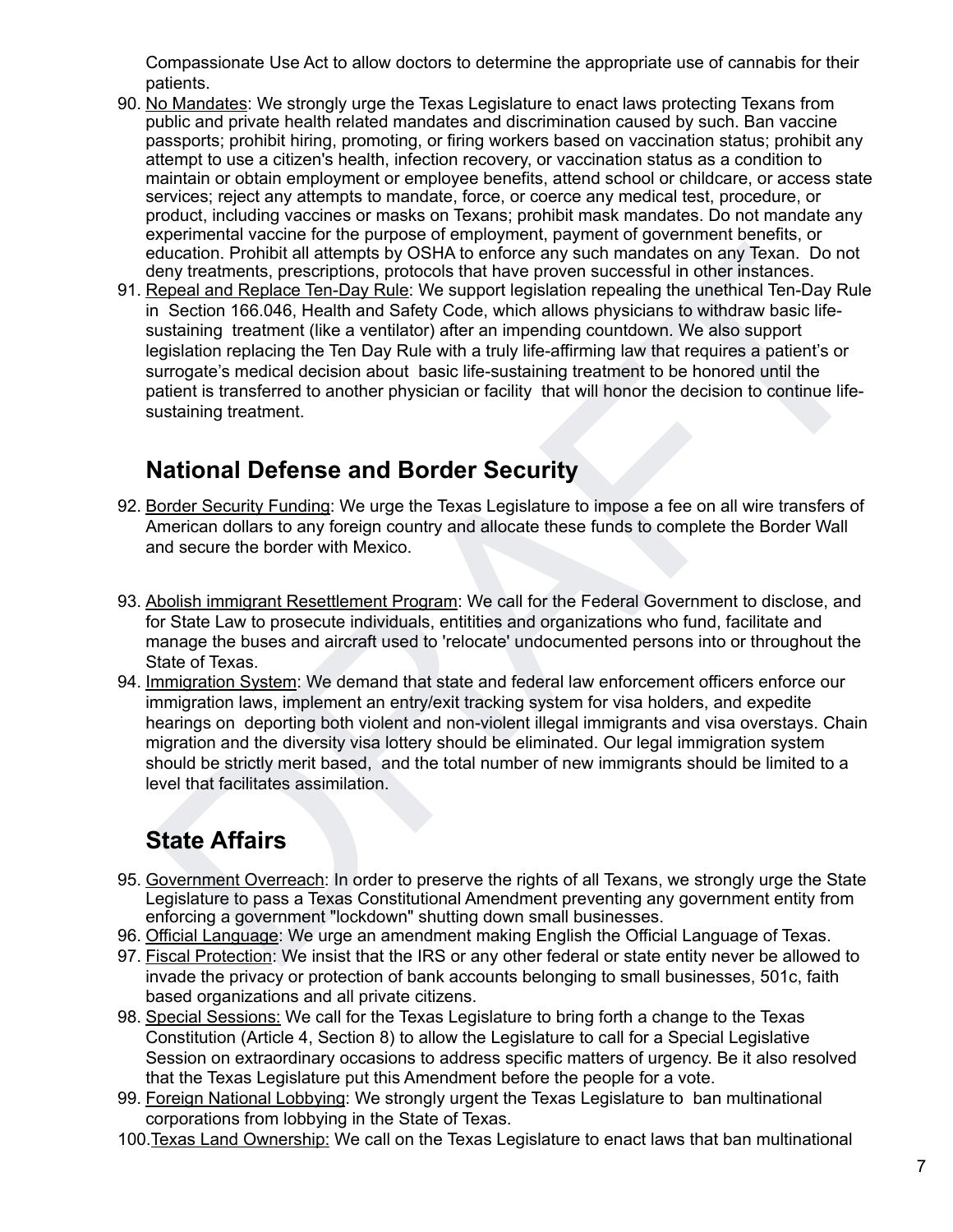Compassionate Use Act to allow doctors to determine the appropriate use of cannabis for their patients.

90. No Mandates: We strongly urge the Texas Legislature to enact laws protecting Texans from public and private health related mandates and discrimination caused by such. Ban vaccine passports; prohibit hiring, promoting, or firing workers based on vaccination status; prohibit any attempt to use a citizen's health, infection recovery, or vaccination status as a condition to maintain or obtain employment or employee benefits, attend school or childcare, or access state services; reject any attempts to mandate, force, or coerce any medical test, procedure, or product, including vaccines or masks on Texans; prohibit mask mandates. Do not mandate any experimental vaccine for the purpose of employment, payment of government benefits, or education. Prohibit all attempts by OSHA to enforce any such mandates on any Texan. Do not deny treatments, prescriptions, protocols that have proven successful in other instances.
91. Repeal and Replace Ten-Day Rule: We support legislation repealing the unethical Ten-Day Rule in Section 166.046, Health and Safety Code, which allows physicians to withdraw basic life-sustaining treatment (like a ventilator) after an impending countdown. We also support legislation replacing the Ten Day Rule with a truly life-affirming law that requires a patient's or surrogate's medical decision about basic life-sustaining treatment to be honored until the patient is transferred to another physician or facility that will honor the decision to continue life-sustaining treatment.

## National Defense and Border Security

92. Border Security Funding: We urge the Texas Legislature to impose a fee on all wire transfers of American dollars to any foreign country and allocate these funds to complete the Border Wall and secure the border with Mexico.
93. Abolish immigrant Resettlement Program: We call for the Federal Government to disclose, and for State Law to prosecute individuals, entitities and organizations who fund, facilitate and manage the buses and aircraft used to 'relocate' undocumented persons into or throughout the State of Texas.
94. Immigration System: We demand that state and federal law enforcement officers enforce our immigration laws, implement an entry/exit tracking system for visa holders, and expedite hearings on deporting both violent and non-violent illegal immigrants and visa overstays. Chain migration and the diversity visa lottery should be eliminated. Our legal immigration system should be strictly merit based, and the total number of new immigrants should be limited to a level that facilitates assimilation.

## State Affairs

95. Government Overreach: In order to preserve the rights of all Texans, we strongly urge the State Legislature to pass a Texas Constitutional Amendment preventing any government entity from enforcing a government "lockdown" shutting down small businesses.
96. Official Language: We urge an amendment making English the Official Language of Texas.
97. Fiscal Protection: We insist that the IRS or any other federal or state entity never be allowed to invade the privacy or protection of bank accounts belonging to small businesses, 501c, faith based organizations and all private citizens.
98. Special Sessions: We call for the Texas Legislature to bring forth a change to the Texas Constitution (Article 4, Section 8) to allow the Legislature to call for a Special Legislative Session on extraordinary occasions to address specific matters of urgency. Be it also resolved that the Texas Legislature put this Amendment before the people for a vote.
99. Foreign National Lobbying: We strongly urgent the Texas Legislature to ban multinational corporations from lobbying in the State of Texas.
100. Texas Land Ownership: We call on the Texas Legislature to enact laws that ban multinational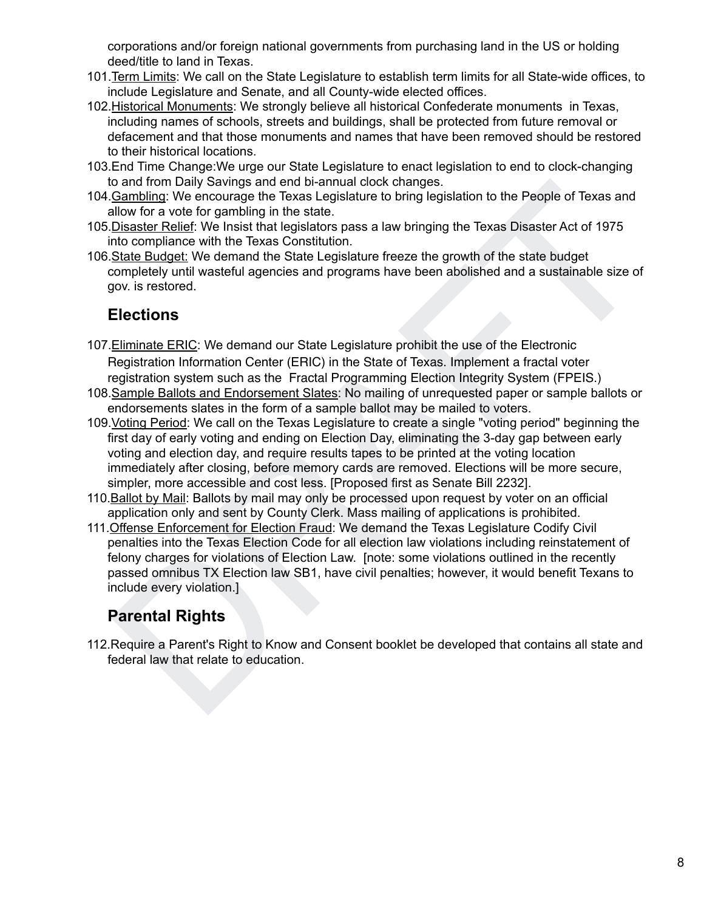corporations and/or foreign national governments from purchasing land in the US or holding deed/title to land in Texas.

101. Term Limits: We call on the State Legislature to establish term limits for all State-wide offices, to include Legislature and Senate, and all County-wide elected offices.
102. Historical Monuments: We strongly believe all historical Confederate monuments in Texas, including names of schools, streets and buildings, shall be protected from future removal or defacement and that those monuments and names that have been removed should be restored to their historical locations.
103. End Time Change:We urge our State Legislature to enact legislation to end to clock-changing to and from Daily Savings and end bi-annual clock changes.
104. Gambling: We encourage the Texas Legislature to bring legislation to the People of Texas and allow for a vote for gambling in the state.
105. Disaster Relief: We Insist that legislators pass a law bringing the Texas Disaster Act of 1975 into compliance with the Texas Constitution.
106. State Budget: We demand the State Legislature freeze the growth of the state budget completely until wasteful agencies and programs have been abolished and a sustainable size of gov. is restored.

## Elections

107. Eliminate ERIC: We demand our State Legislature prohibit the use of the Electronic Registration Information Center (ERIC) in the State of Texas. Implement a fractal voter registration system such as the Fractal Programming Election Integrity System (FPEIS.)
108. Sample Ballots and Endorsement Slates: No mailing of unrequested paper or sample ballots or endorsements slates in the form of a sample ballot may be mailed to voters.
109. Voting Period: We call on the Texas Legislature to create a single "voting period" beginning the first day of early voting and ending on Election Day, eliminating the 3-day gap between early voting and election day, and require results tapes to be printed at the voting location immediately after closing, before memory cards are removed. Elections will be more secure, simpler, more accessible and cost less. [Proposed first as Senate Bill 2232].
110. Ballot by Mail: Ballots by mail may only be processed upon request by voter on an official application only and sent by County Clerk. Mass mailing of applications is prohibited.
111. Offense Enforcement for Election Fraud: We demand the Texas Legislature Codify Civil penalties into the Texas Election Code for all election law violations including reinstatement of felony charges for violations of Election Law. [note: some violations outlined in the recently passed omnibus TX Election law SB1, have civil penalties; however, it would benefit Texans to include every violation.]

## Parental Rights

112. Require a Parent's Right to Know and Consent booklet be developed that contains all state and federal law that relate to education.